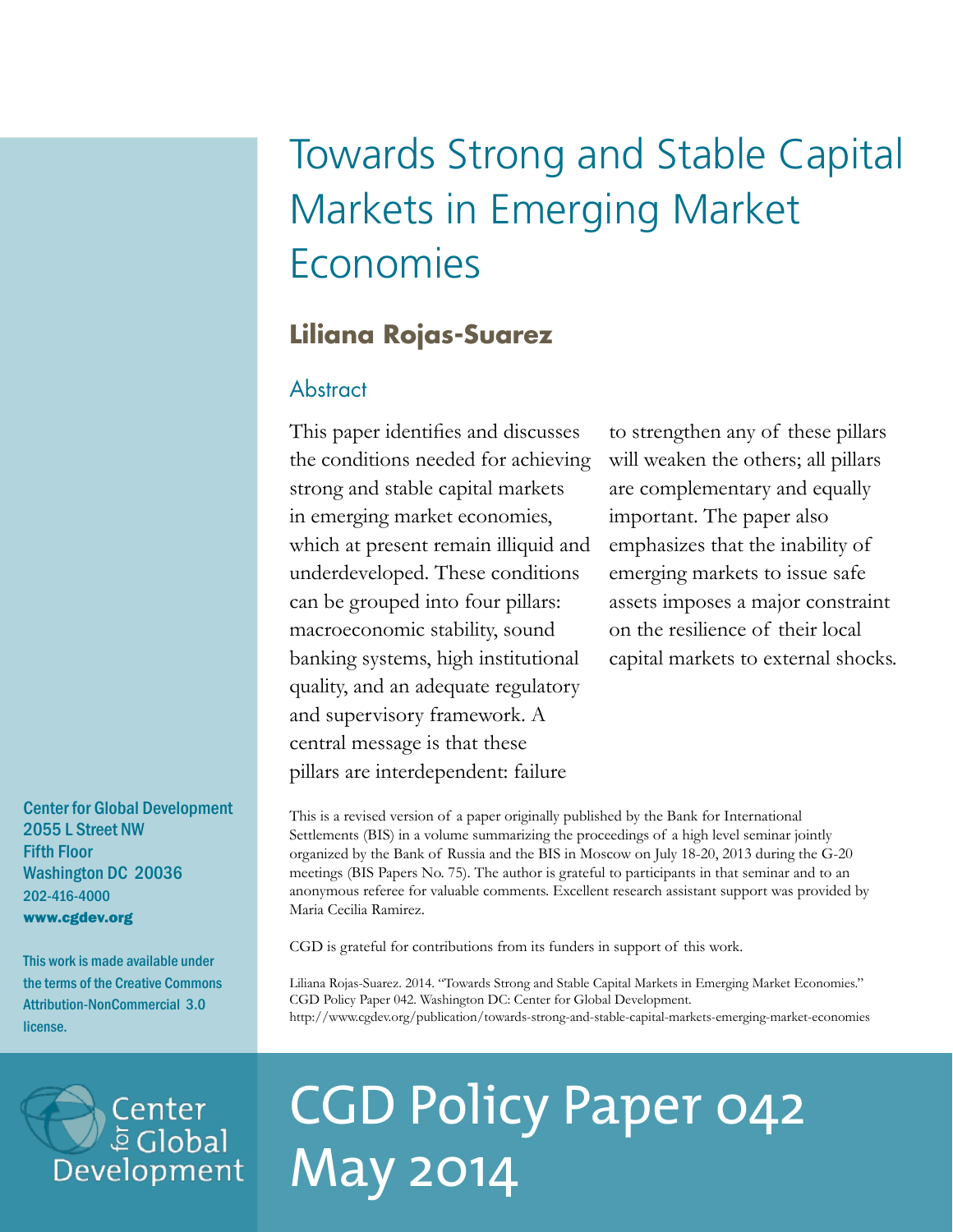# Towards Strong and Stable Capital Markets in Emerging Market Economies

**Liliana Rojas-Suarez**

## Abstract

This paper identifies and discusses the conditions needed for achieving strong and stable capital markets in emerging market economies, which at present remain illiquid and underdeveloped. These conditions can be grouped into four pillars: macroeconomic stability, sound banking systems, high institutional quality, and an adequate regulatory and supervisory framework. A central message is that these pillars are interdependent: failure to strengthen any of these pillars will weaken the others; all pillars are complementary and equally important. The paper also emphasizes that the inability of emerging markets to issue safe assets imposes a major constraint on the resilience of their local capital markets to external shocks.

This is a revised version of a paper originally published by the Bank for International Settlements (BIS) in a volume summarizing the proceedings of a high level seminar jointly organized by the Bank of Russia and the BIS in Moscow on July 18-20, 2013 during the G-20 meetings (BIS Papers No. 75). The author is grateful to participants in that seminar and to an anonymous referee for valuable comments. Excellent research assistant support was provided by Maria Cecilia Ramirez.

CGD is grateful for contributions from its funders in support of this work.

Liliana Rojas-Suarez. 2014. "Towards Strong and Stable Capital Markets in Emerging Market Economies." CGD Policy Paper 042. Washington DC: Center for Global Development.
http://www.cgdev.org/publication/towards-strong-and-stable-capital-markets-emerging-market-economies

Center for Global Development
2055 L Street NW
Fifth Floor
Washington DC 20036
202-416-4000
**www.cgdev.org**

This work is made available under the terms of the Creative Commons Attribution-NonCommercial 3.0 license.

Center for Global Development

# CGD Policy Paper 042
# May 2014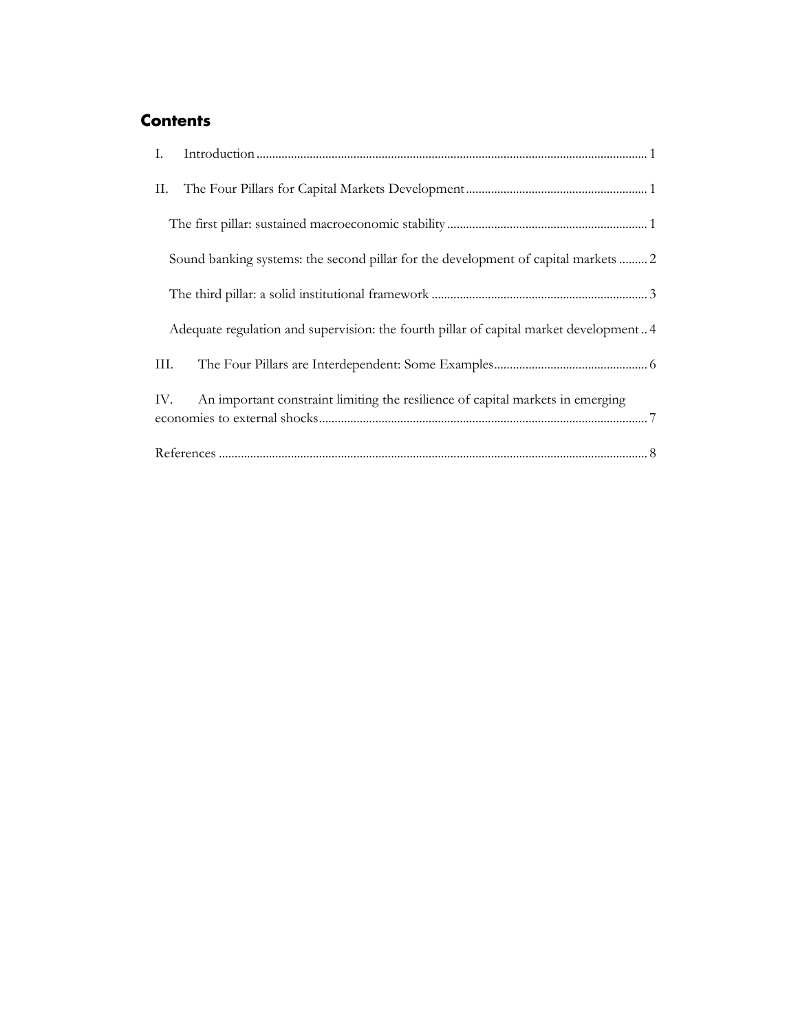## Contents

I. Introduction ........ 1

II. The Four Pillars for Capital Markets Development ........ 1

- The first pillar: sustained macroeconomic stability ........ 1
- Sound banking systems: the second pillar for the development of capital markets ........ 2
- The third pillar: a solid institutional framework ........ 3
- Adequate regulation and supervision: the fourth pillar of capital market development ........ 4

III. The Four Pillars are Interdependent: Some Examples ........ 6

IV. An important constraint limiting the resilience of capital markets in emerging economies to external shocks ........ 7

References ........ 8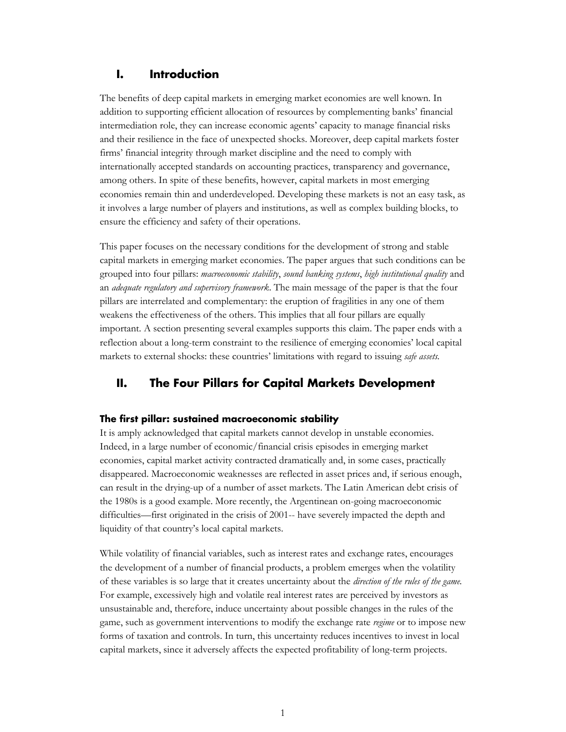## I. Introduction

The benefits of deep capital markets in emerging market economies are well known. In addition to supporting efficient allocation of resources by complementing banks' financial intermediation role, they can increase economic agents' capacity to manage financial risks and their resilience in the face of unexpected shocks. Moreover, deep capital markets foster firms' financial integrity through market discipline and the need to comply with internationally accepted standards on accounting practices, transparency and governance, among others. In spite of these benefits, however, capital markets in most emerging economies remain thin and underdeveloped. Developing these markets is not an easy task, as it involves a large number of players and institutions, as well as complex building blocks, to ensure the efficiency and safety of their operations.

This paper focuses on the necessary conditions for the development of strong and stable capital markets in emerging market economies. The paper argues that such conditions can be grouped into four pillars: *macroeconomic stability*, *sound banking systems*, *high institutional quality* and an *adequate regulatory and supervisory framework*. The main message of the paper is that the four pillars are interrelated and complementary: the eruption of fragilities in any one of them weakens the effectiveness of the others. This implies that all four pillars are equally important. A section presenting several examples supports this claim. The paper ends with a reflection about a long-term constraint to the resilience of emerging economies' local capital markets to external shocks: these countries' limitations with regard to issuing *safe assets*.

## II. The Four Pillars for Capital Markets Development

### The first pillar: sustained macroeconomic stability

It is amply acknowledged that capital markets cannot develop in unstable economies. Indeed, in a large number of economic/financial crisis episodes in emerging market economies, capital market activity contracted dramatically and, in some cases, practically disappeared. Macroeconomic weaknesses are reflected in asset prices and, if serious enough, can result in the drying-up of a number of asset markets. The Latin American debt crisis of the 1980s is a good example. More recently, the Argentinean on-going macroeconomic difficulties—first originated in the crisis of 2001-- have severely impacted the depth and liquidity of that country's local capital markets.

While volatility of financial variables, such as interest rates and exchange rates, encourages the development of a number of financial products, a problem emerges when the volatility of these variables is so large that it creates uncertainty about the *direction of the rules of the game.* For example, excessively high and volatile real interest rates are perceived by investors as unsustainable and, therefore, induce uncertainty about possible changes in the rules of the game, such as government interventions to modify the exchange rate *regime* or to impose new forms of taxation and controls. In turn, this uncertainty reduces incentives to invest in local capital markets, since it adversely affects the expected profitability of long-term projects.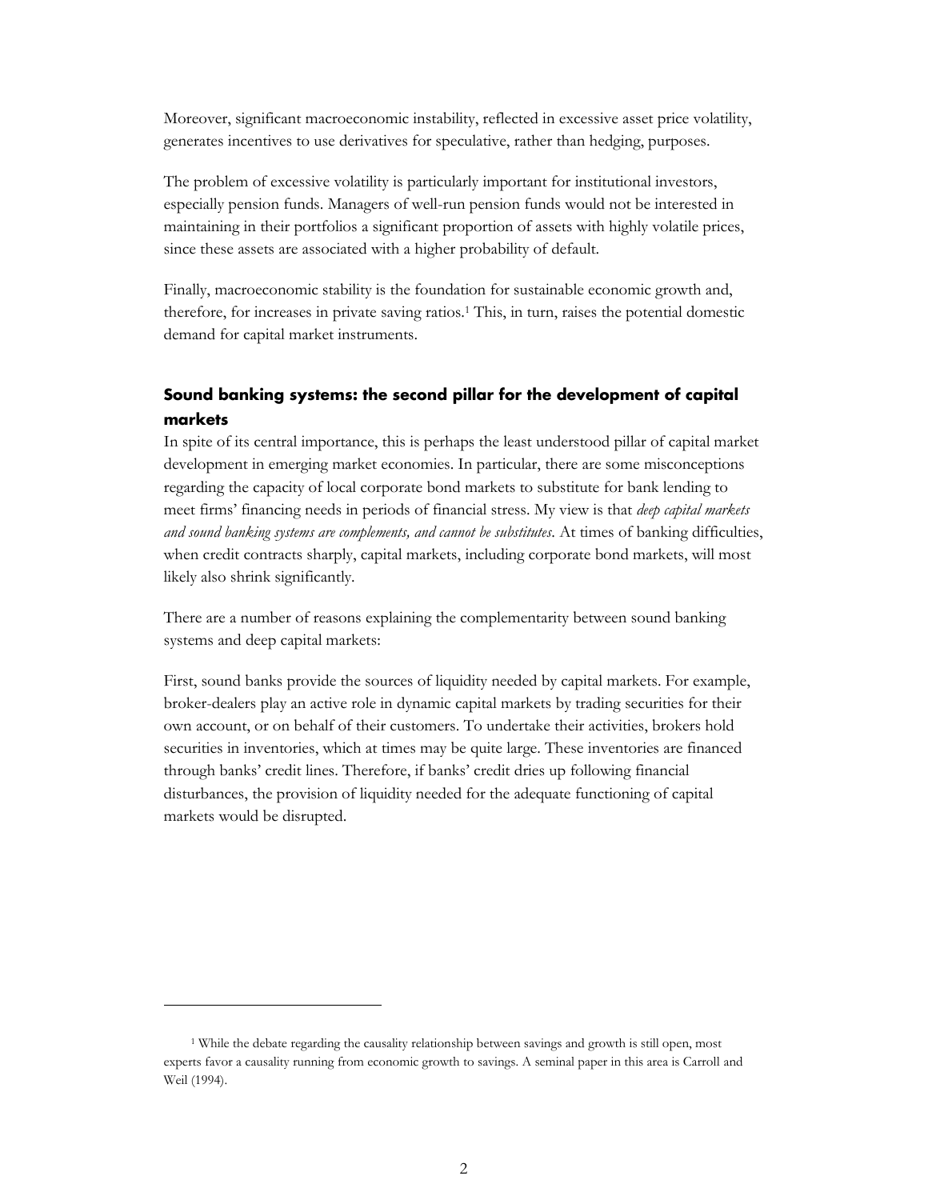Moreover, significant macroeconomic instability, reflected in excessive asset price volatility, generates incentives to use derivatives for speculative, rather than hedging, purposes.

The problem of excessive volatility is particularly important for institutional investors, especially pension funds. Managers of well-run pension funds would not be interested in maintaining in their portfolios a significant proportion of assets with highly volatile prices, since these assets are associated with a higher probability of default.

Finally, macroeconomic stability is the foundation for sustainable economic growth and, therefore, for increases in private saving ratios.[1] This, in turn, raises the potential domestic demand for capital market instruments.

### Sound banking systems: the second pillar for the development of capital markets

In spite of its central importance, this is perhaps the least understood pillar of capital market development in emerging market economies. In particular, there are some misconceptions regarding the capacity of local corporate bond markets to substitute for bank lending to meet firms' financing needs in periods of financial stress. My view is that *deep capital markets and sound banking systems are complements, and cannot be substitutes*. At times of banking difficulties, when credit contracts sharply, capital markets, including corporate bond markets, will most likely also shrink significantly.

There are a number of reasons explaining the complementarity between sound banking systems and deep capital markets:

First, sound banks provide the sources of liquidity needed by capital markets. For example, broker-dealers play an active role in dynamic capital markets by trading securities for their own account, or on behalf of their customers. To undertake their activities, brokers hold securities in inventories, which at times may be quite large. These inventories are financed through banks' credit lines. Therefore, if banks' credit dries up following financial disturbances, the provision of liquidity needed for the adequate functioning of capital markets would be disrupted.

---

[1] While the debate regarding the causality relationship between savings and growth is still open, most experts favor a causality running from economic growth to savings. A seminal paper in this area is Carroll and Weil (1994).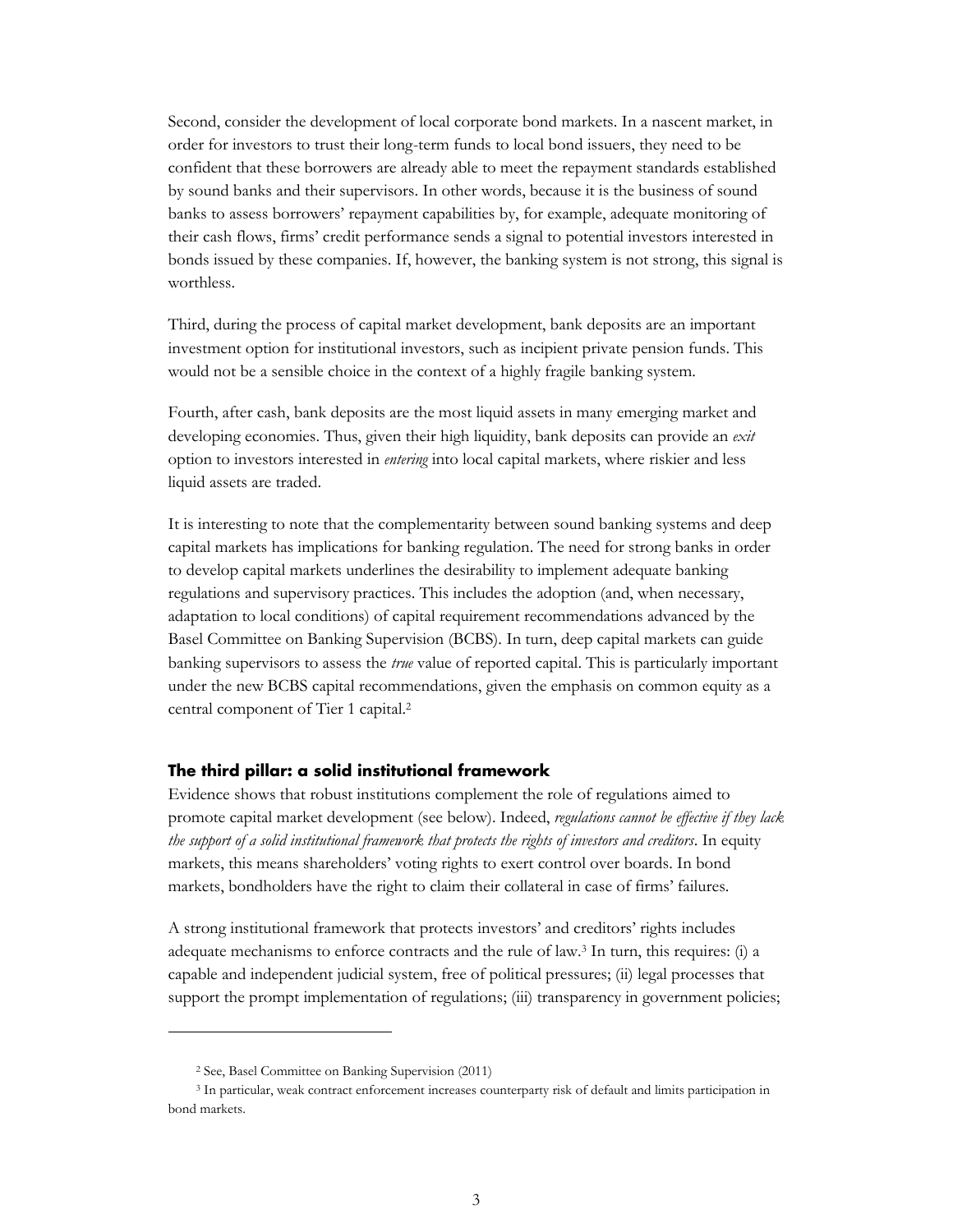Second, consider the development of local corporate bond markets. In a nascent market, in order for investors to trust their long-term funds to local bond issuers, they need to be confident that these borrowers are already able to meet the repayment standards established by sound banks and their supervisors. In other words, because it is the business of sound banks to assess borrowers' repayment capabilities by, for example, adequate monitoring of their cash flows, firms' credit performance sends a signal to potential investors interested in bonds issued by these companies. If, however, the banking system is not strong, this signal is worthless.

Third, during the process of capital market development, bank deposits are an important investment option for institutional investors, such as incipient private pension funds. This would not be a sensible choice in the context of a highly fragile banking system.

Fourth, after cash, bank deposits are the most liquid assets in many emerging market and developing economies. Thus, given their high liquidity, bank deposits can provide an *exit* option to investors interested in *entering* into local capital markets, where riskier and less liquid assets are traded.

It is interesting to note that the complementarity between sound banking systems and deep capital markets has implications for banking regulation. The need for strong banks in order to develop capital markets underlines the desirability to implement adequate banking regulations and supervisory practices. This includes the adoption (and, when necessary, adaptation to local conditions) of capital requirement recommendations advanced by the Basel Committee on Banking Supervision (BCBS). In turn, deep capital markets can guide banking supervisors to assess the *true* value of reported capital. This is particularly important under the new BCBS capital recommendations, given the emphasis on common equity as a central component of Tier 1 capital.[2]

### The third pillar: a solid institutional framework

Evidence shows that robust institutions complement the role of regulations aimed to promote capital market development (see below). Indeed, *regulations cannot be effective if they lack the support of a solid institutional framework that protects the rights of investors and creditors*. In equity markets, this means shareholders' voting rights to exert control over boards. In bond markets, bondholders have the right to claim their collateral in case of firms' failures.

A strong institutional framework that protects investors' and creditors' rights includes adequate mechanisms to enforce contracts and the rule of law.[3] In turn, this requires: (i) a capable and independent judicial system, free of political pressures; (ii) legal processes that support the prompt implementation of regulations; (iii) transparency in government policies;

---

[2] See, Basel Committee on Banking Supervision (2011)

[3] In particular, weak contract enforcement increases counterparty risk of default and limits participation in bond markets.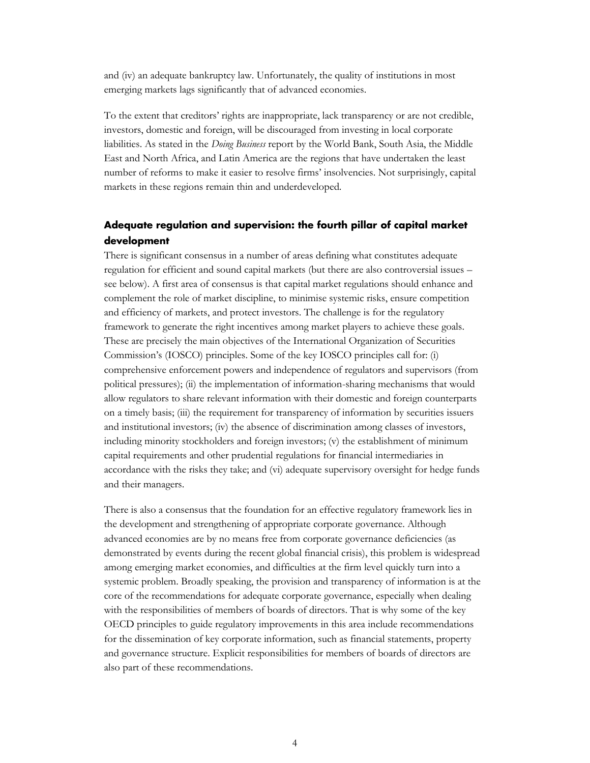and (iv) an adequate bankruptcy law. Unfortunately, the quality of institutions in most emerging markets lags significantly that of advanced economies.

To the extent that creditors' rights are inappropriate, lack transparency or are not credible, investors, domestic and foreign, will be discouraged from investing in local corporate liabilities. As stated in the *Doing Business* report by the World Bank, South Asia, the Middle East and North Africa, and Latin America are the regions that have undertaken the least number of reforms to make it easier to resolve firms' insolvencies. Not surprisingly, capital markets in these regions remain thin and underdeveloped.

### Adequate regulation and supervision: the fourth pillar of capital market development

There is significant consensus in a number of areas defining what constitutes adequate regulation for efficient and sound capital markets (but there are also controversial issues – see below). A first area of consensus is that capital market regulations should enhance and complement the role of market discipline, to minimise systemic risks, ensure competition and efficiency of markets, and protect investors. The challenge is for the regulatory framework to generate the right incentives among market players to achieve these goals. These are precisely the main objectives of the International Organization of Securities Commission's (IOSCO) principles. Some of the key IOSCO principles call for: (i) comprehensive enforcement powers and independence of regulators and supervisors (from political pressures); (ii) the implementation of information-sharing mechanisms that would allow regulators to share relevant information with their domestic and foreign counterparts on a timely basis; (iii) the requirement for transparency of information by securities issuers and institutional investors; (iv) the absence of discrimination among classes of investors, including minority stockholders and foreign investors; (v) the establishment of minimum capital requirements and other prudential regulations for financial intermediaries in accordance with the risks they take; and (vi) adequate supervisory oversight for hedge funds and their managers.

There is also a consensus that the foundation for an effective regulatory framework lies in the development and strengthening of appropriate corporate governance. Although advanced economies are by no means free from corporate governance deficiencies (as demonstrated by events during the recent global financial crisis), this problem is widespread among emerging market economies, and difficulties at the firm level quickly turn into a systemic problem. Broadly speaking, the provision and transparency of information is at the core of the recommendations for adequate corporate governance, especially when dealing with the responsibilities of members of boards of directors. That is why some of the key OECD principles to guide regulatory improvements in this area include recommendations for the dissemination of key corporate information, such as financial statements, property and governance structure. Explicit responsibilities for members of boards of directors are also part of these recommendations.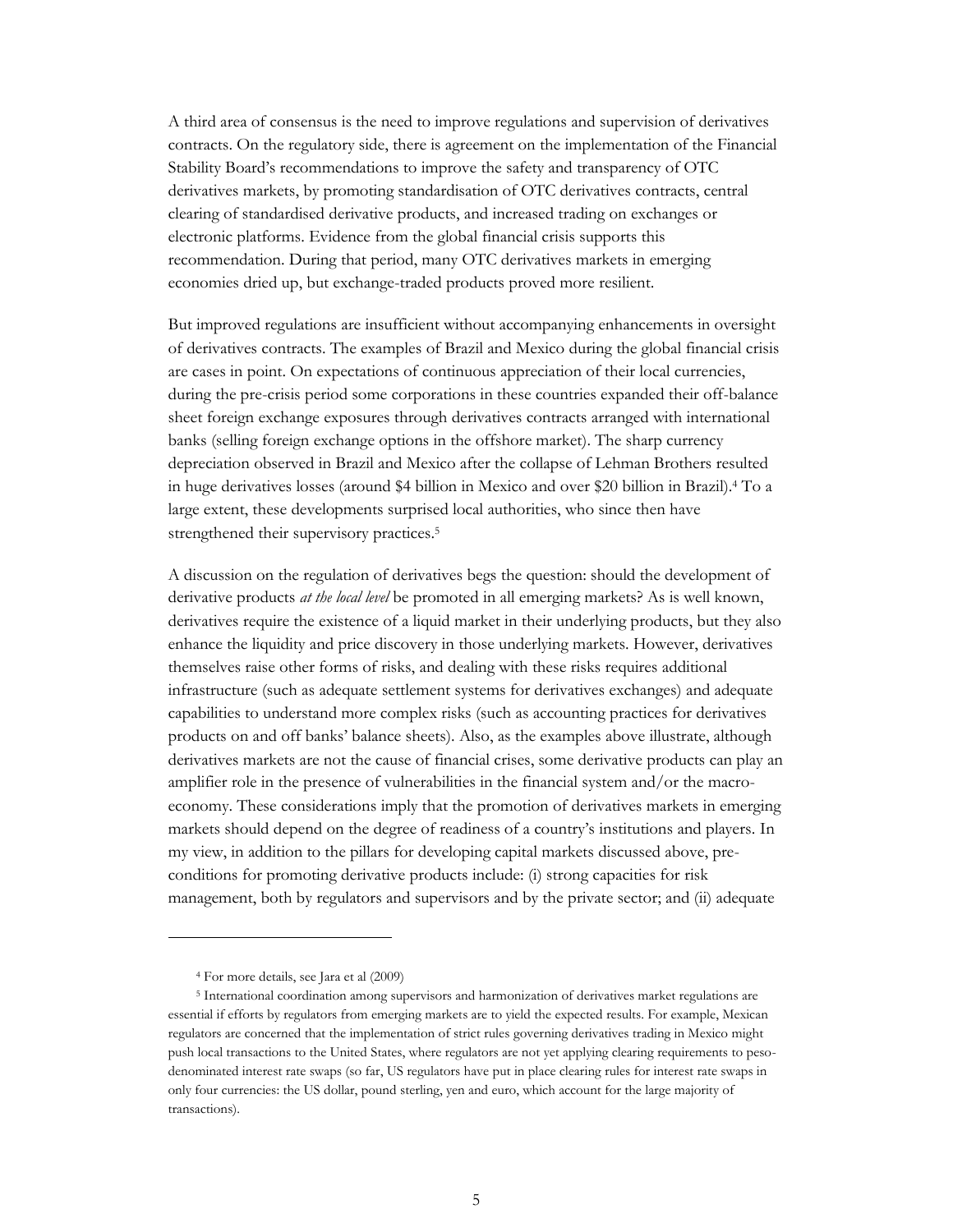A third area of consensus is the need to improve regulations and supervision of derivatives contracts. On the regulatory side, there is agreement on the implementation of the Financial Stability Board's recommendations to improve the safety and transparency of OTC derivatives markets, by promoting standardisation of OTC derivatives contracts, central clearing of standardised derivative products, and increased trading on exchanges or electronic platforms. Evidence from the global financial crisis supports this recommendation. During that period, many OTC derivatives markets in emerging economies dried up, but exchange-traded products proved more resilient.

But improved regulations are insufficient without accompanying enhancements in oversight of derivatives contracts. The examples of Brazil and Mexico during the global financial crisis are cases in point. On expectations of continuous appreciation of their local currencies, during the pre-crisis period some corporations in these countries expanded their off-balance sheet foreign exchange exposures through derivatives contracts arranged with international banks (selling foreign exchange options in the offshore market). The sharp currency depreciation observed in Brazil and Mexico after the collapse of Lehman Brothers resulted in huge derivatives losses (around $4 billion in Mexico and over $20 billion in Brazil).[4] To a large extent, these developments surprised local authorities, who since then have strengthened their supervisory practices.[5]

A discussion on the regulation of derivatives begs the question: should the development of derivative products *at the local level* be promoted in all emerging markets? As is well known, derivatives require the existence of a liquid market in their underlying products, but they also enhance the liquidity and price discovery in those underlying markets. However, derivatives themselves raise other forms of risks, and dealing with these risks requires additional infrastructure (such as adequate settlement systems for derivatives exchanges) and adequate capabilities to understand more complex risks (such as accounting practices for derivatives products on and off banks' balance sheets). Also, as the examples above illustrate, although derivatives markets are not the cause of financial crises, some derivative products can play an amplifier role in the presence of vulnerabilities in the financial system and/or the macro-economy. These considerations imply that the promotion of derivatives markets in emerging markets should depend on the degree of readiness of a country's institutions and players. In my view, in addition to the pillars for developing capital markets discussed above, pre-conditions for promoting derivative products include: (i) strong capacities for risk management, both by regulators and supervisors and by the private sector; and (ii) adequate

---

[4] For more details, see Jara et al (2009)

[5] International coordination among supervisors and harmonization of derivatives market regulations are essential if efforts by regulators from emerging markets are to yield the expected results. For example, Mexican regulators are concerned that the implementation of strict rules governing derivatives trading in Mexico might push local transactions to the United States, where regulators are not yet applying clearing requirements to peso-denominated interest rate swaps (so far, US regulators have put in place clearing rules for interest rate swaps in only four currencies: the US dollar, pound sterling, yen and euro, which account for the large majority of transactions).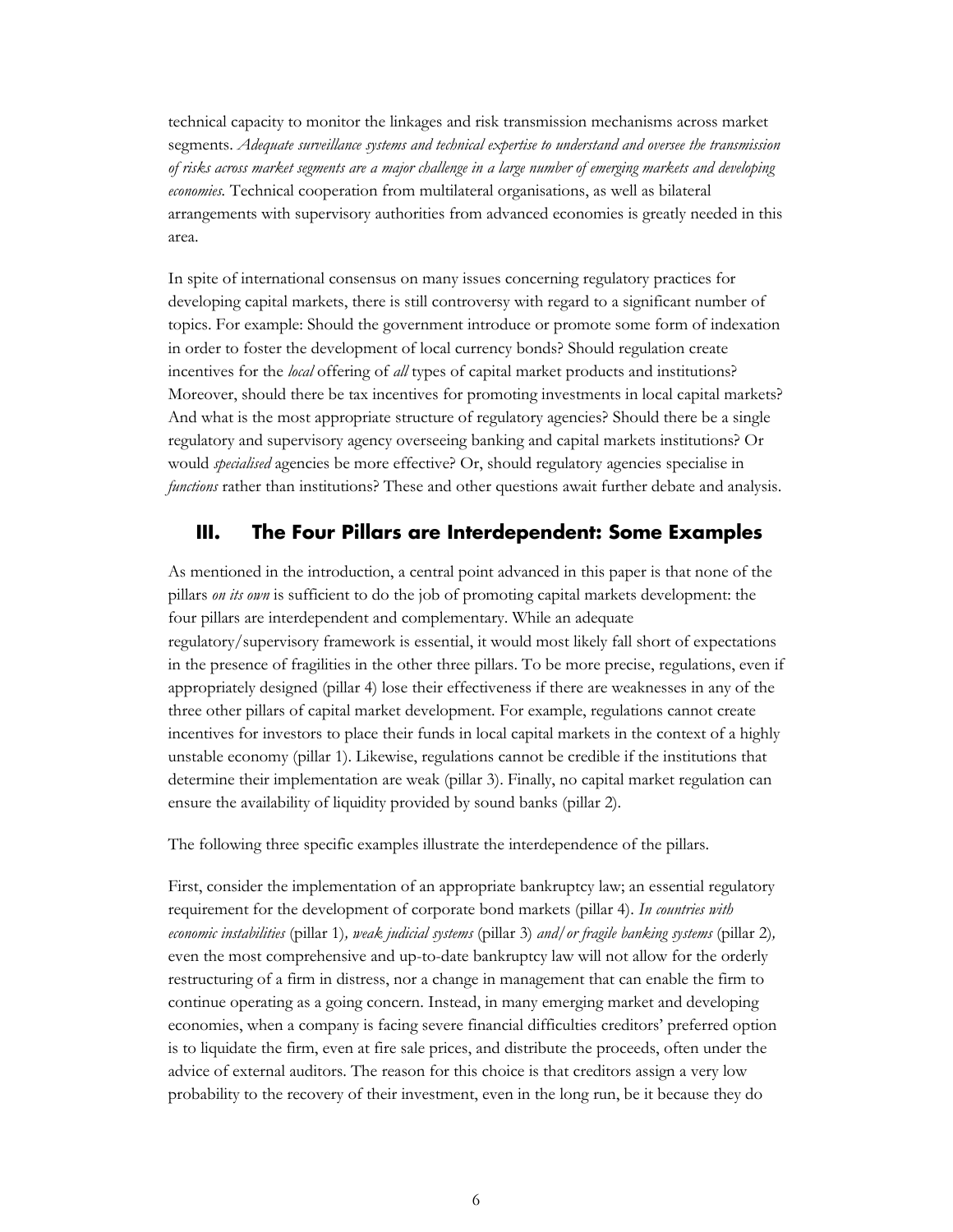technical capacity to monitor the linkages and risk transmission mechanisms across market segments. *Adequate surveillance systems and technical expertise to understand and oversee the transmission of risks across market segments are a major challenge in a large number of emerging markets and developing economies.* Technical cooperation from multilateral organisations, as well as bilateral arrangements with supervisory authorities from advanced economies is greatly needed in this area.

In spite of international consensus on many issues concerning regulatory practices for developing capital markets, there is still controversy with regard to a significant number of topics. For example: Should the government introduce or promote some form of indexation in order to foster the development of local currency bonds? Should regulation create incentives for the *local* offering of *all* types of capital market products and institutions? Moreover, should there be tax incentives for promoting investments in local capital markets? And what is the most appropriate structure of regulatory agencies? Should there be a single regulatory and supervisory agency overseeing banking and capital markets institutions? Or would *specialised* agencies be more effective? Or, should regulatory agencies specialise in *functions* rather than institutions? These and other questions await further debate and analysis.

## III. The Four Pillars are Interdependent: Some Examples

As mentioned in the introduction, a central point advanced in this paper is that none of the pillars *on its own* is sufficient to do the job of promoting capital markets development: the four pillars are interdependent and complementary. While an adequate regulatory/supervisory framework is essential, it would most likely fall short of expectations in the presence of fragilities in the other three pillars. To be more precise, regulations, even if appropriately designed (pillar 4) lose their effectiveness if there are weaknesses in any of the three other pillars of capital market development. For example, regulations cannot create incentives for investors to place their funds in local capital markets in the context of a highly unstable economy (pillar 1). Likewise, regulations cannot be credible if the institutions that determine their implementation are weak (pillar 3). Finally, no capital market regulation can ensure the availability of liquidity provided by sound banks (pillar 2).

The following three specific examples illustrate the interdependence of the pillars.

First, consider the implementation of an appropriate bankruptcy law; an essential regulatory requirement for the development of corporate bond markets (pillar 4). *In countries with economic instabilities* (pillar 1)*, weak judicial systems* (pillar 3) *and/or fragile banking systems* (pillar 2)*,* even the most comprehensive and up-to-date bankruptcy law will not allow for the orderly restructuring of a firm in distress, nor a change in management that can enable the firm to continue operating as a going concern. Instead, in many emerging market and developing economies, when a company is facing severe financial difficulties creditors' preferred option is to liquidate the firm, even at fire sale prices, and distribute the proceeds, often under the advice of external auditors. The reason for this choice is that creditors assign a very low probability to the recovery of their investment, even in the long run, be it because they do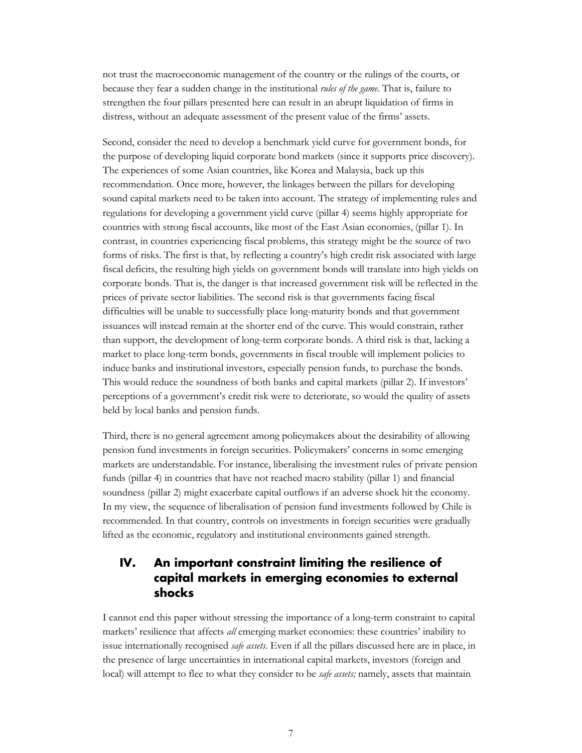not trust the macroeconomic management of the country or the rulings of the courts, or because they fear a sudden change in the institutional *rules of the game*. That is, failure to strengthen the four pillars presented here can result in an abrupt liquidation of firms in distress, without an adequate assessment of the present value of the firms' assets.

Second, consider the need to develop a benchmark yield curve for government bonds, for the purpose of developing liquid corporate bond markets (since it supports price discovery). The experiences of some Asian countries, like Korea and Malaysia, back up this recommendation. Once more, however, the linkages between the pillars for developing sound capital markets need to be taken into account. The strategy of implementing rules and regulations for developing a government yield curve (pillar 4) seems highly appropriate for countries with strong fiscal accounts, like most of the East Asian economies, (pillar 1). In contrast, in countries experiencing fiscal problems, this strategy might be the source of two forms of risks. The first is that, by reflecting a country's high credit risk associated with large fiscal deficits, the resulting high yields on government bonds will translate into high yields on corporate bonds. That is, the danger is that increased government risk will be reflected in the prices of private sector liabilities. The second risk is that governments facing fiscal difficulties will be unable to successfully place long-maturity bonds and that government issuances will instead remain at the shorter end of the curve. This would constrain, rather than support, the development of long-term corporate bonds. A third risk is that, lacking a market to place long-term bonds, governments in fiscal trouble will implement policies to induce banks and institutional investors, especially pension funds, to purchase the bonds. This would reduce the soundness of both banks and capital markets (pillar 2). If investors' perceptions of a government's credit risk were to deteriorate, so would the quality of assets held by local banks and pension funds.

Third, there is no general agreement among policymakers about the desirability of allowing pension fund investments in foreign securities. Policymakers' concerns in some emerging markets are understandable. For instance, liberalising the investment rules of private pension funds (pillar 4) in countries that have not reached macro stability (pillar 1) and financial soundness (pillar 2) might exacerbate capital outflows if an adverse shock hit the economy. In my view, the sequence of liberalisation of pension fund investments followed by Chile is recommended. In that country, controls on investments in foreign securities were gradually lifted as the economic, regulatory and institutional environments gained strength.

## IV. An important constraint limiting the resilience of capital markets in emerging economies to external shocks

I cannot end this paper without stressing the importance of a long-term constraint to capital markets' resilience that affects *all* emerging market economies: these countries' inability to issue internationally recognised *safe assets*. Even if all the pillars discussed here are in place, in the presence of large uncertainties in international capital markets, investors (foreign and local) will attempt to flee to what they consider to be *safe assets;* namely, assets that maintain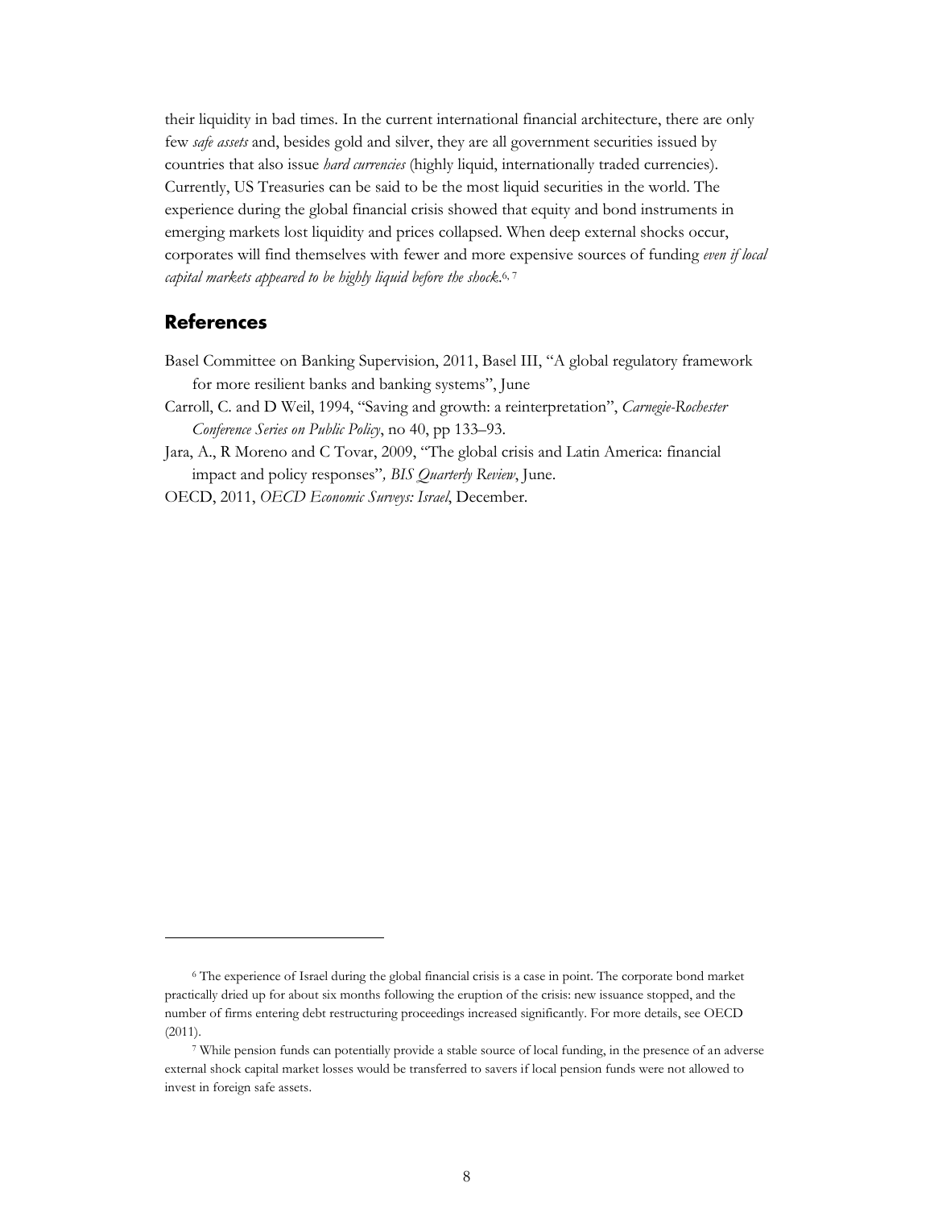their liquidity in bad times. In the current international financial architecture, there are only few *safe assets* and, besides gold and silver, they are all government securities issued by countries that also issue *hard currencies* (highly liquid, internationally traded currencies). Currently, US Treasuries can be said to be the most liquid securities in the world. The experience during the global financial crisis showed that equity and bond instruments in emerging markets lost liquidity and prices collapsed. When deep external shocks occur, corporates will find themselves with fewer and more expensive sources of funding *even if local capital markets appeared to be highly liquid before the shock*.[6, 7]

## References

Basel Committee on Banking Supervision, 2011, Basel III, "A global regulatory framework for more resilient banks and banking systems", June

Carroll, C. and D Weil, 1994, "Saving and growth: a reinterpretation", *Carnegie-Rochester Conference Series on Public Policy*, no 40, pp 133–93.

Jara, A., R Moreno and C Tovar, 2009, "The global crisis and Latin America: financial impact and policy responses", *BIS Quarterly Review*, June.

OECD, 2011, *OECD Economic Surveys: Israel*, December.

---

[6] The experience of Israel during the global financial crisis is a case in point. The corporate bond market practically dried up for about six months following the eruption of the crisis: new issuance stopped, and the number of firms entering debt restructuring proceedings increased significantly. For more details, see OECD (2011).

[7] While pension funds can potentially provide a stable source of local funding, in the presence of an adverse external shock capital market losses would be transferred to savers if local pension funds were not allowed to invest in foreign safe assets.